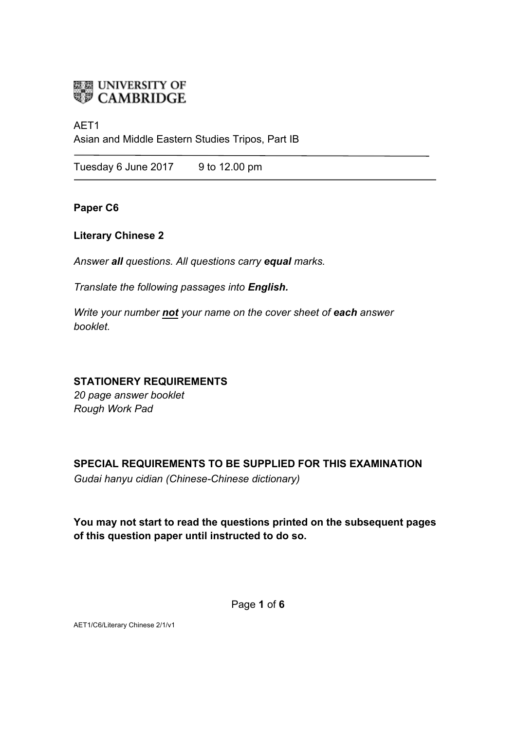UNIVERSITY OF CAMBRIDGE

AET1
Asian and Middle Eastern Studies Tripos, Part IB

Tuesday 6 June 2017 9 to 12.00 pm

**Paper C6**

**Literary Chinese 2**

*Answer **all** questions. All questions carry **equal** marks.*

*Translate the following passages into **English.***

*Write your number **not** your name on the cover sheet of **each** answer booklet.*

**STATIONERY REQUIREMENTS**
*20 page answer booklet*
*Rough Work Pad*

**SPECIAL REQUIREMENTS TO BE SUPPLIED FOR THIS EXAMINATION**
*Gudai hanyu cidian (Chinese-Chinese dictionary)*

**You may not start to read the questions printed on the subsequent pages of this question paper until instructed to do so.**

AET1/C6/Literary Chinese 2/1/v1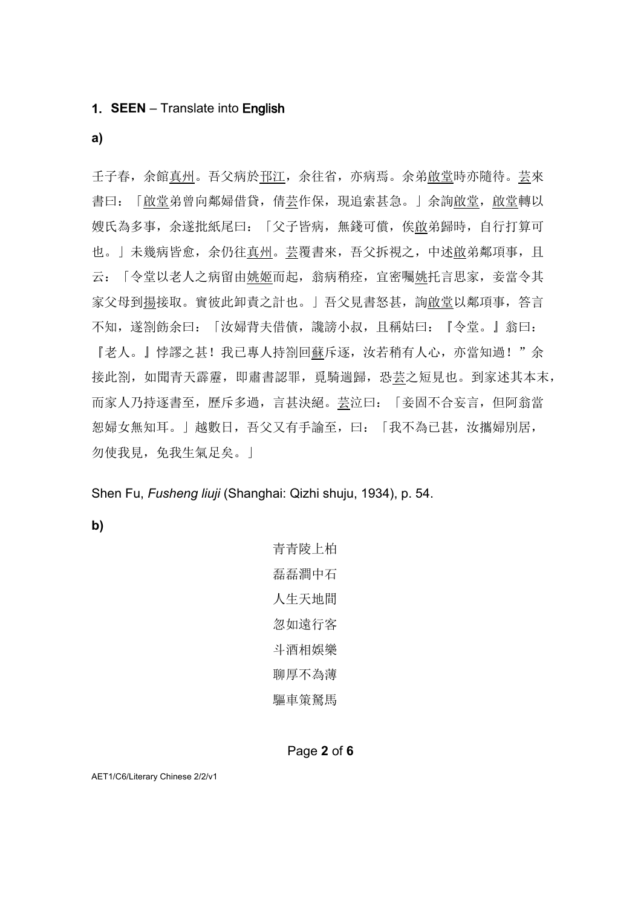## 1. **SEEN** – Translate into **English**

**a)**

壬子春，余館真州。吾父病於邗江，余往省，亦病焉。余弟啟堂時亦隨侍。芸來書曰：「啟堂弟曾向鄰婦借貸，倩芸作保，現追索甚急。」余詢啟堂，啟堂轉以嫂氏為多事，余遂批紙尾曰：「父子皆病，無錢可償，俟啟弟歸時，自行打算可也。」未幾病皆愈，余仍往真州。芸覆書來，吾父拆視之，中述啟弟鄰項事，且云：「令堂以老人之病留由姚姬而起，翁病稍痊，宜密囑姚托言思家，妾當令其家父母到揚接取。實彼此卸責之計也。」吾父見書怒甚，詢啟堂以鄰項事，答言不知，遂劄飭余曰：「汝婦背夫借債，讒謗小叔，且稱姑曰：『令堂。』翁曰：『老人。』悖謬之甚！我已專人持劄回蘇斥逐，汝若稍有人心，亦當知過！”余接此劄，如聞青天霹靂，即肅書認罪，覓騎遄歸，恐芸之短見也。到家述其本末，而家人乃持逐書至，歷斥多過，言甚決絕。芸泣曰：「妾固不合妄言，但阿翁當恕婦女無知耳。」越數日，吾父又有手諭至，曰：「我不為已甚，汝攜婦別居，勿使我見，免我生氣足矣。」

Shen Fu, *Fusheng liuji* (Shanghai: Qizhi shuju, 1934), p. 54.

**b)**

青青陵上柏
磊磊澗中石
人生天地間
忽如遠行客
斗酒相娛樂
聊厚不為薄
驅車策駑馬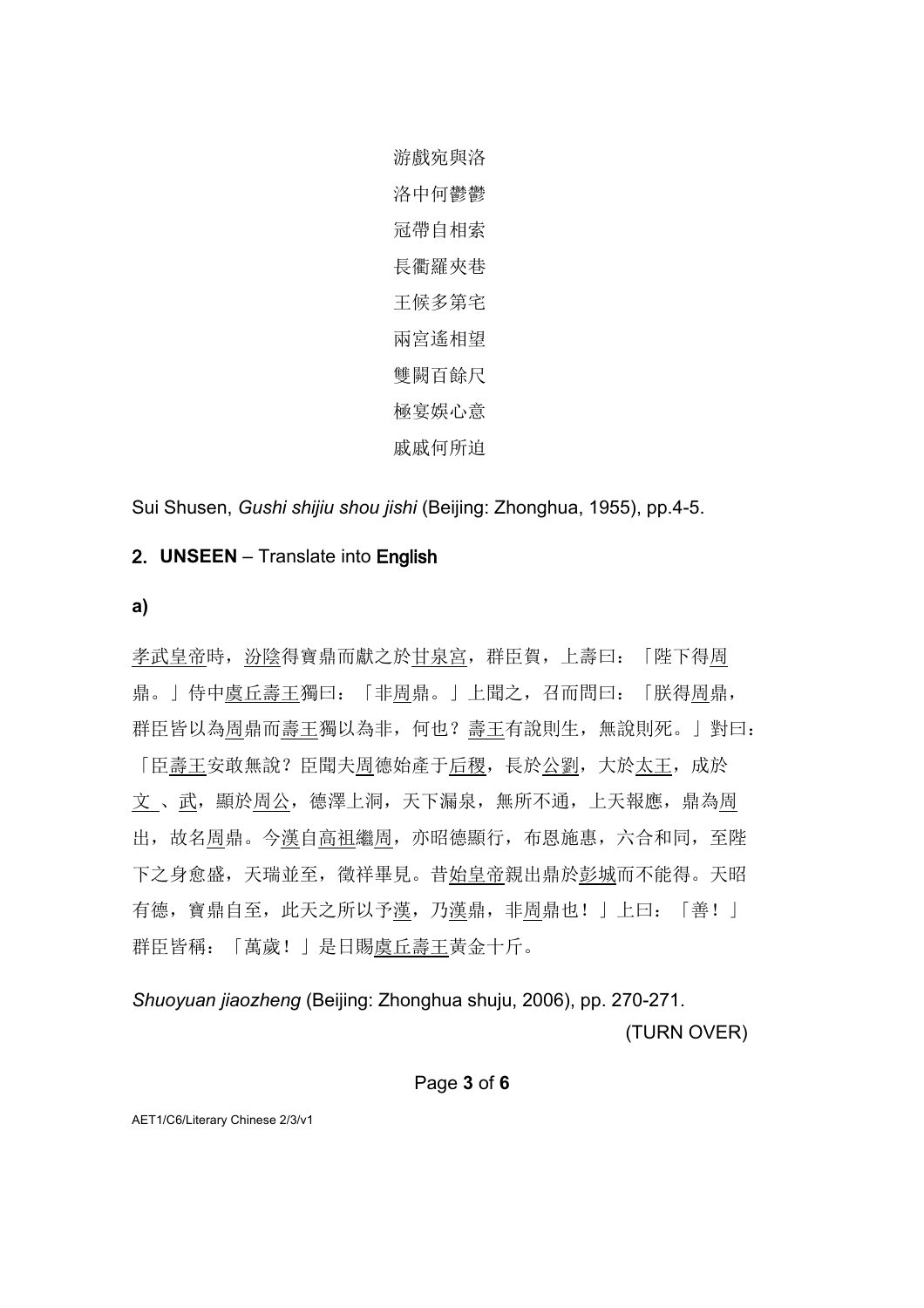游戲宛與洛

洛中何鬱鬱

冠帶自相索

長衢羅夾巷

王候多第宅

兩宮遙相望

雙闕百餘尺

極宴娛心意

戚戚何所迫

Sui Shusen, *Gushi shijiu shou jishi* (Beijing: Zhonghua, 1955), pp.4-5.

## 2. **UNSEEN** – Translate into English

**a)**

孝武皇帝時，汾陰得寶鼎而獻之於甘泉宮，群臣賀，上壽曰：「陛下得周鼎。」侍中虞丘壽王獨曰：「非周鼎。」上聞之，召而問曰：「朕得周鼎，群臣皆以為周鼎而壽王獨以為非，何也？壽王有說則生，無說則死。」對曰：「臣壽王安敢無說？臣聞夫周德始產于后稷，長於公劉，大於太王，成於文 、武，顯於周公，德澤上洞，天下漏泉，無所不通，上天報應，鼎為周出，故名周鼎。今漢自高祖繼周，亦昭德顯行，布恩施惠，六合和同，至陛下之身愈盛，天瑞並至，徵祥畢見。昔始皇帝親出鼎於彭城而不能得。天昭有德，寶鼎自至，此天之所以予漢，乃漢鼎，非周鼎也！」上曰：「善！」群臣皆稱：「萬歲！」是日賜虞丘壽王黃金十斤。

*Shuoyuan jiaozheng* (Beijing: Zhonghua shuju, 2006), pp. 270-271.

(TURN OVER)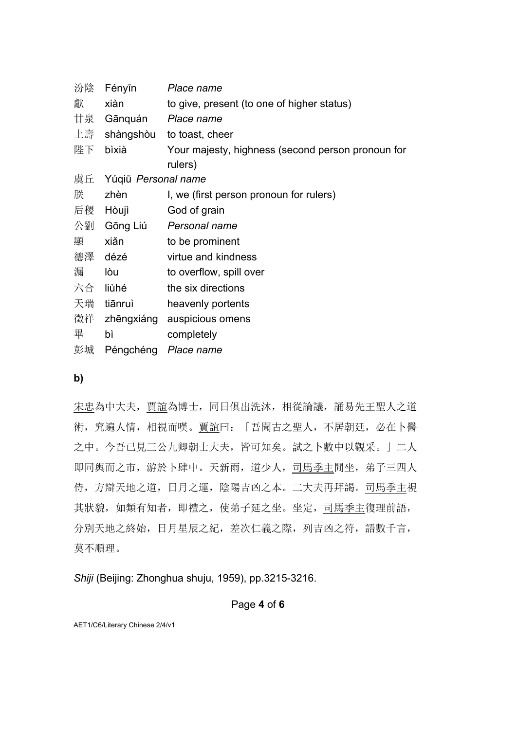| | | |
|---|---|---|
| 汾陰 | Fényīn | *Place name* |
| 獻 | xiàn | to give, present (to one of higher status) |
| 甘泉 | Gānquán | *Place name* |
| 上壽 | shàngshòu | to toast, cheer |
| 陛下 | bìxià | Your majesty, highness (second person pronoun for rulers) |
| 虞丘 | Yúqiū | *Personal name* |
| 朕 | zhèn | I, we (first person pronoun for rulers) |
| 后稷 | Hòujì | God of grain |
| 公劉 | Gōng Liú | *Personal name* |
| 顯 | xiǎn | to be prominent |
| 德澤 | dézé | virtue and kindness |
| 漏 | lòu | to overflow, spill over |
| 六合 | liùhé | the six directions |
| 天瑞 | tiānruì | heavenly portents |
| 徵祥 | zhēngxiáng | auspicious omens |
| 畢 | bì | completely |
| 彭城 | Péngchéng | *Place name* |

**b)**

<u>宋忠</u>為中大夫，<u>賈誼</u>為博士，同日俱出洗沐，相從論議，誦易先王聖人之道術，究遍人情，相視而嘆。<u>賈誼</u>曰：「吾聞古之聖人，不居朝廷，必在卜醫之中。今吾已見三公九卿朝士大夫，皆可知矣。試之卜數中以觀采。」二人即同輿而之市，游於卜肆中。天新雨，道少人，<u>司馬季主</u>閒坐，弟子三四人侍，方辯天地之道，日月之運，陰陽吉凶之本。二大夫再拜謁。<u>司馬季主</u>視其狀貌，如類有知者，即禮之，使弟子延之坐。坐定，<u>司馬季主</u>復理前語，分別天地之終始，日月星辰之紀，差次仁義之際，列吉凶之符，語數千言，莫不順理。

*Shiji* (Beijing: Zhonghua shuju, 1959), pp.3215-3216.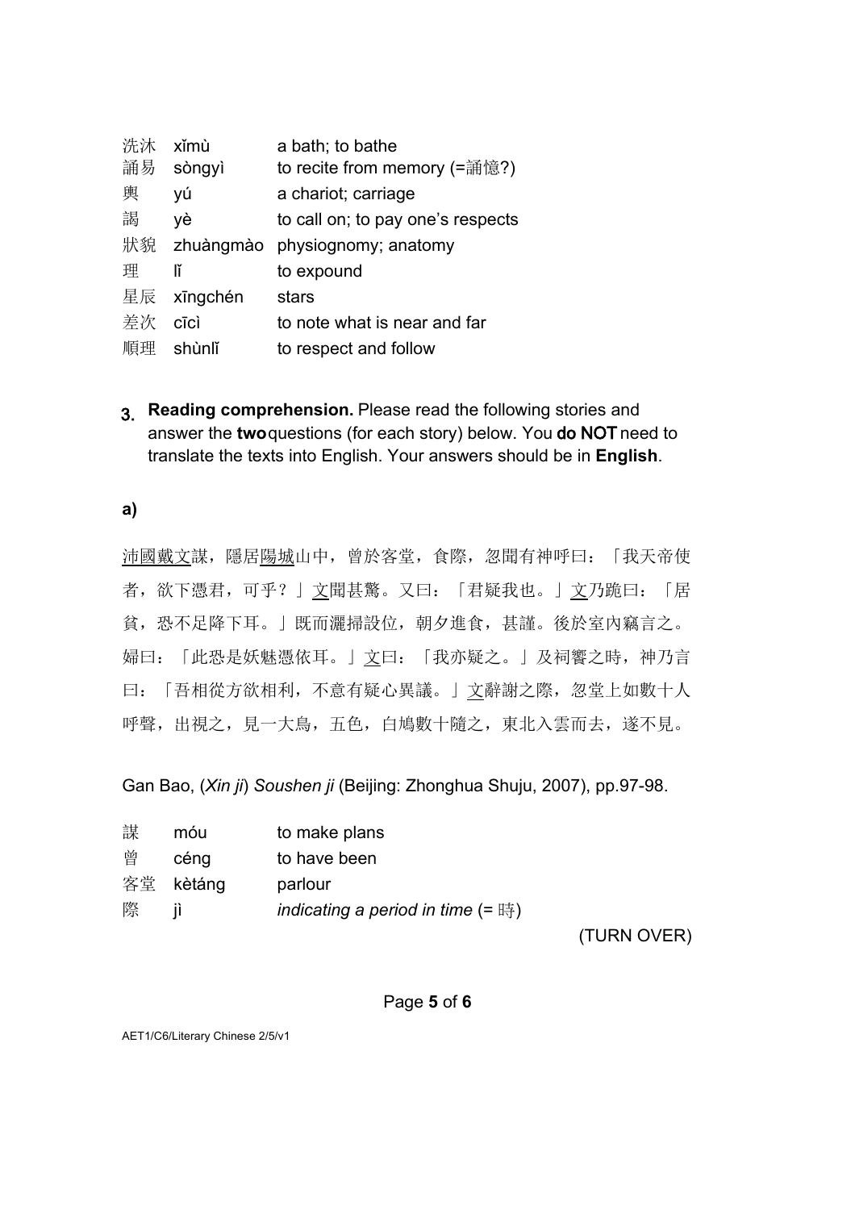| | | |
|---|---|---|
| 洗沐 | xǐmù | a bath; to bathe |
| 誦易 | sòngyì | to recite from memory (=誦憶?) |
| 輿 | yú | a chariot; carriage |
| 謁 | yè | to call on; to pay one's respects |
| 狀貌 | zhuàngmào | physiognomy; anatomy |
| 理 | lǐ | to expound |
| 星辰 | xīngchén | stars |
| 差次 | cīcì | to note what is near and far |
| 順理 | shùnlǐ | to respect and follow |

3. **Reading comprehension.** Please read the following stories and answer the **two** questions (for each story) below. You **do NOT** need to translate the texts into English. Your answers should be in **English**.

**a)**

沛國戴文謀，隱居陽城山中，曾於客堂，食際，忽聞有神呼曰：「我天帝使者，欲下憑君，可乎？」文聞甚驚。又曰：「君疑我也。」文乃跪曰：「居貧，恐不足降下耳。」既而灑掃設位，朝夕進食，甚謹。後於室內竊言之。婦曰：「此恐是妖魅憑依耳。」文曰：「我亦疑之。」及祠饗之時，神乃言曰：「吾相從方欲相利，不意有疑心異議。」文辭謝之際，忽堂上如數十人呼聲，出視之，見一大鳥，五色，白鳩數十隨之，東北入雲而去，遂不見。

Gan Bao, (*Xin ji*) *Soushen ji* (Beijing: Zhonghua Shuju, 2007), pp.97-98.

| | | |
|---|---|---|
| 謀 | móu | to make plans |
| 曾 | céng | to have been |
| 客堂 | kètáng | parlour |
| 際 | jì | *indicating a period in time* (= 時) |

(TURN OVER)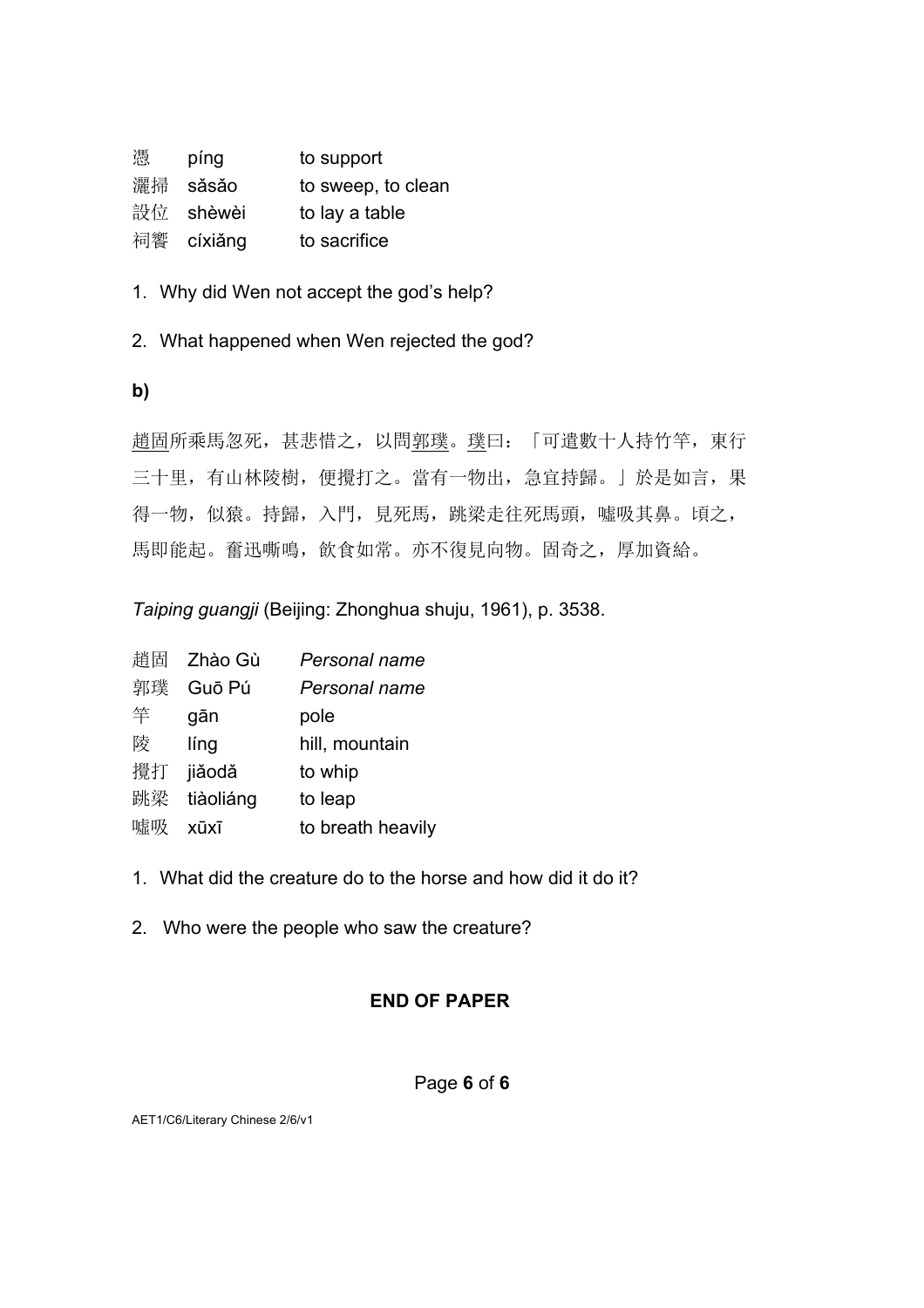| | | |
|---|---|---|
| 憑 | píng | to support |
| 灑掃 | sǎsǎo | to sweep, to clean |
| 設位 | shèwèi | to lay a table |
| 祠饗 | cíxiǎng | to sacrifice |

1. Why did Wen not accept the god's help?
2. What happened when Wen rejected the god?

**b)**

趙固所乘馬忽死，甚悲惜之，以問郭璞。璞曰：「可遣數十人持竹竿，東行三十里，有山林陵樹，便攪打之。當有一物出，急宜持歸。」於是如言，果得一物，似猿。持歸，入門，見死馬，跳梁走往死馬頭，噓吸其鼻。頃之，馬即能起。奮迅嘶鳴，飲食如常。亦不復見向物。固奇之，厚加資給。

*Taiping guangji* (Beijing: Zhonghua shuju, 1961), p. 3538.

| | | |
|---|---|---|
| 趙固 | Zhào Gù | *Personal name* |
| 郭璞 | Guō Pú | *Personal name* |
| 竿 | gān | pole |
| 陵 | líng | hill, mountain |
| 攪打 | jiǎodǎ | to whip |
| 跳梁 | tiàoliáng | to leap |
| 噓吸 | xūxī | to breath heavily |

1. What did the creature do to the horse and how did it do it?
2. Who were the people who saw the creature?

**END OF PAPER**

AET1/C6/Literary Chinese 2/6/v1